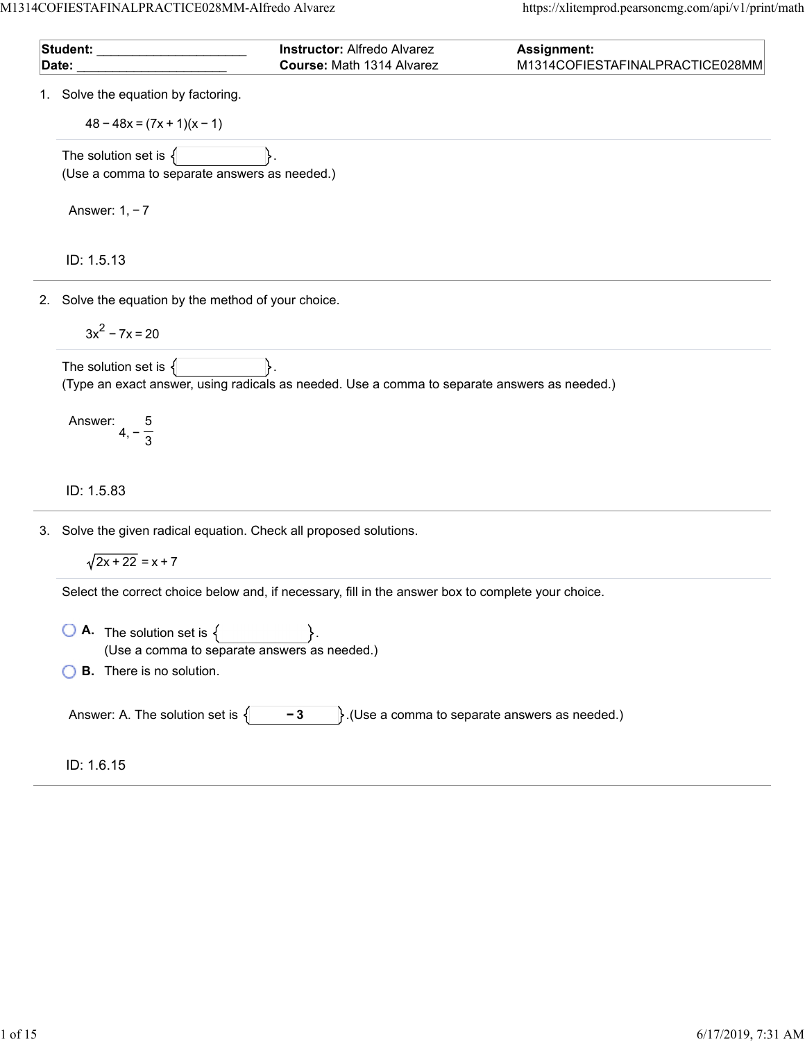| **Student:** ____________________ | **Instructor:** Alfredo Alvarez | **Assignment:** |
| --- | --- | --- |
| **Date:** ____________________ | **Course:** Math 1314 Alvarez | M1314COFIESTAFINALPRACTICE028MM |

1. Solve the equation by factoring.

$$48 - 48x = (7x + 1)(x - 1)$$

The solution set is { }.
(Use a comma to separate answers as needed.)

Answer: $1, -7$

ID: 1.5.13

---

2. Solve the equation by the method of your choice.

$$3x^2 - 7x = 20$$

The solution set is { }.
(Type an exact answer, using radicals as needed. Use a comma to separate answers as needed.)

Answer: $4, -\frac{5}{3}$

ID: 1.5.83

---

3. Solve the given radical equation. Check all proposed solutions.

$$\sqrt{2x + 22} = x + 7$$

Select the correct choice below and, if necessary, fill in the answer box to complete your choice.

- **A.** The solution set is { }.
  (Use a comma to separate answers as needed.)
- **B.** There is no solution.

Answer: A. The solution set is { $-3$ }.(Use a comma to separate answers as needed.)

ID: 1.6.15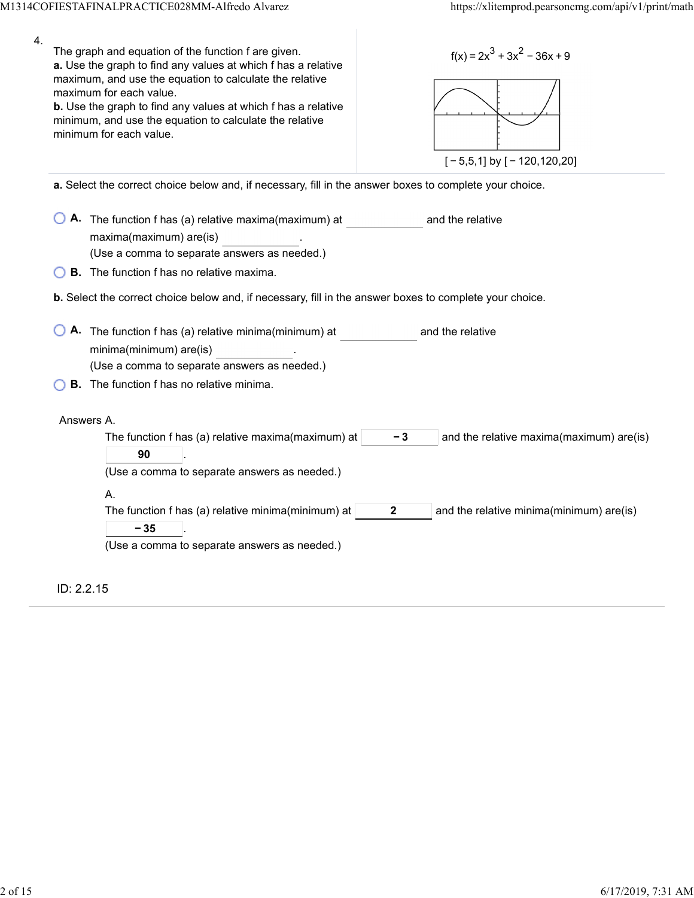4.

The graph and equation of the function f are given.

**a.** Use the graph to find any values at which f has a relative maximum, and use the equation to calculate the relative maximum for each value.

**b.** Use the graph to find any values at which f has a relative minimum, and use the equation to calculate the relative minimum for each value.

$f(x) = 2x^3 + 3x^2 - 36x + 9$

$[-5,5,1]$ by $[-120,120,20]$

**a.** Select the correct choice below and, if necessary, fill in the answer boxes to complete your choice.

- **A.** The function f has (a) relative maxima(maximum) at ____________ and the relative maxima(maximum) are(is) ____________.
  (Use a comma to separate answers as needed.)
- **B.** The function f has no relative maxima.

**b.** Select the correct choice below and, if necessary, fill in the answer boxes to complete your choice.

- **A.** The function f has (a) relative minima(minimum) at ____________ and the relative minima(minimum) are(is) ____________.
  (Use a comma to separate answers as needed.)
- **B.** The function f has no relative minima.

Answers A.

The function f has (a) relative maxima(maximum) at **−3** and the relative maxima(maximum) are(is) **90**.
(Use a comma to separate answers as needed.)

A.

The function f has (a) relative minima(minimum) at **2** and the relative minima(minimum) are(is) **−35**.
(Use a comma to separate answers as needed.)

ID: 2.2.15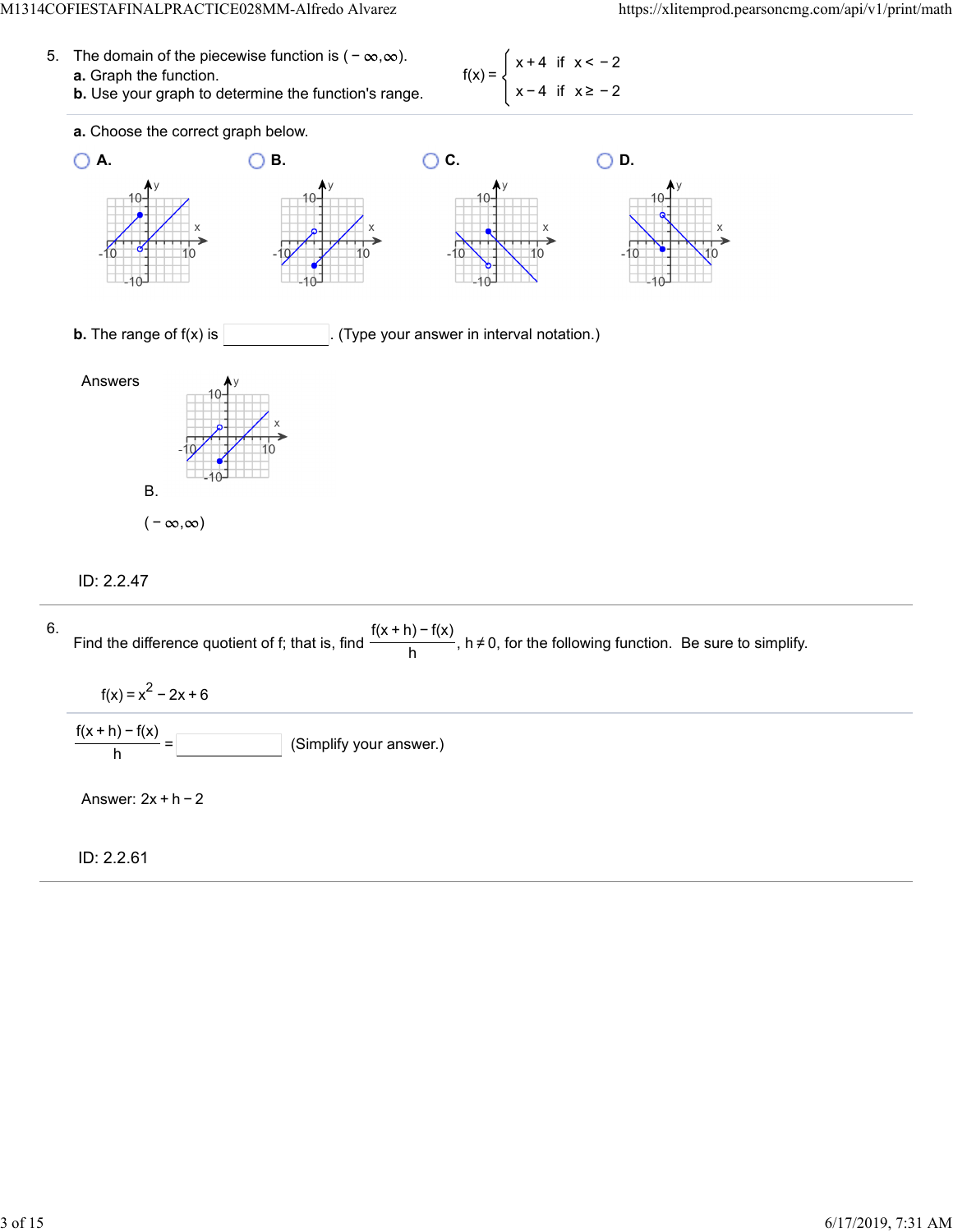5. The domain of the piecewise function is $(-\infty, \infty)$.

**a.** Graph the function.

**b.** Use your graph to determine the function's range.

$$f(x) = \begin{cases} x + 4 & \text{if } x < -2 \\ x - 4 & \text{if } x \geq -2 \end{cases}$$

**a.** Choose the correct graph below.

- **A.**
- **B.**
- **C.**
- **D.**

**b.** The range of f(x) is ________. (Type your answer in interval notation.)

Answers

B.

$(-\infty, \infty)$

ID: 2.2.47

---

6. Find the difference quotient of f; that is, find $\frac{f(x+h) - f(x)}{h}$, $h \neq 0$, for the following function. Be sure to simplify.

$f(x) = x^2 - 2x + 6$

$\frac{f(x+h) - f(x)}{h} =$ ________ (Simplify your answer.)

Answer: $2x + h - 2$

ID: 2.2.61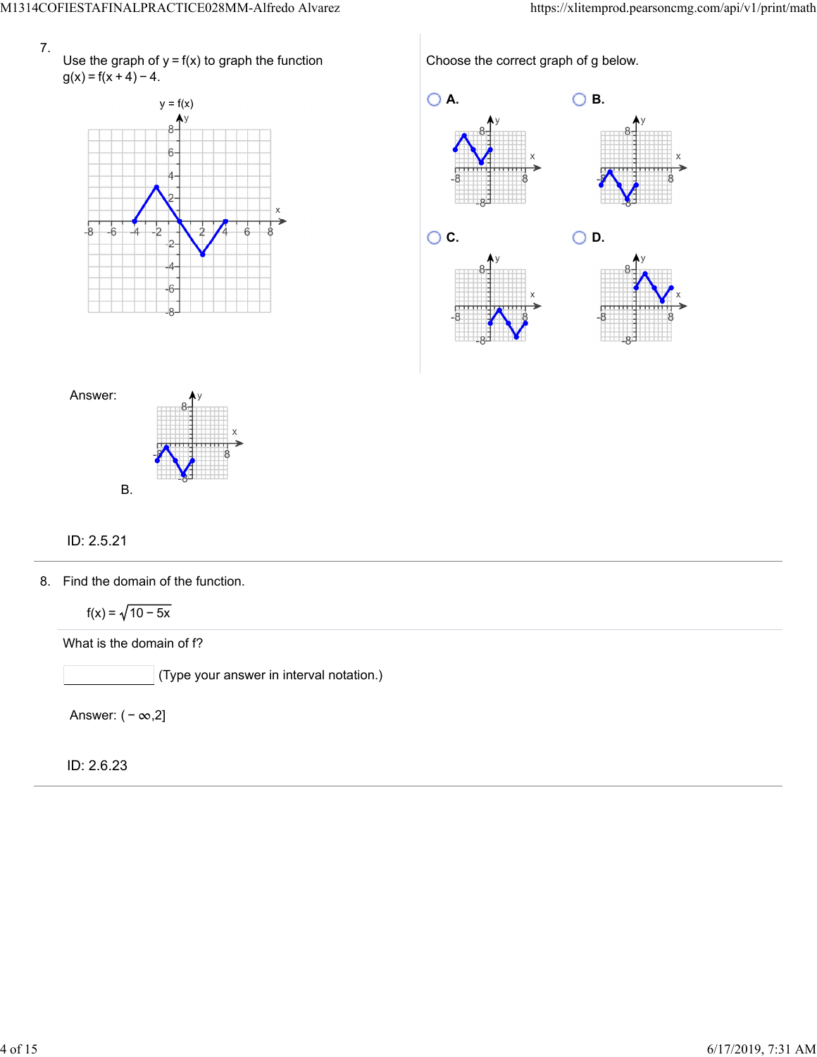7. Use the graph of $y = f(x)$ to graph the function $g(x) = f(x + 4) - 4$.

Choose the correct graph of g below.

- A.
- B.
- C.
- D.

Answer: B.

ID: 2.5.21

8. Find the domain of the function.

$$f(x) = \sqrt{10 - 5x}$$

What is the domain of f?

(Type your answer in interval notation.)

Answer: $(-\infty, 2]$

ID: 2.6.23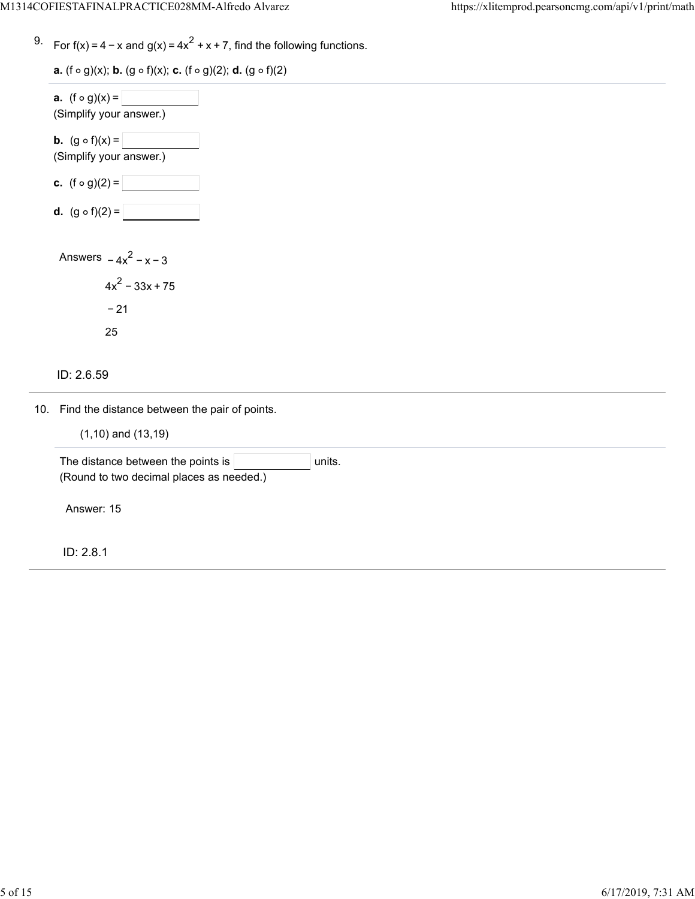9. For $f(x) = 4 - x$ and $g(x) = 4x^2 + x + 7$, find the following functions.

**a.** $(f \circ g)(x)$; **b.** $(g \circ f)(x)$; **c.** $(f \circ g)(2)$; **d.** $(g \circ f)(2)$

**a.** $(f \circ g)(x) =$ ____________
(Simplify your answer.)

**b.** $(g \circ f)(x) =$ ____________
(Simplify your answer.)

**c.** $(f \circ g)(2) =$ ____________

**d.** $(g \circ f)(2) =$ ____________

Answers $-4x^2 - x - 3$

$4x^2 - 33x + 75$

$-21$

$25$

ID: 2.6.59

10. Find the distance between the pair of points.

(1,10) and (13,19)

The distance between the points is ____________ units.
(Round to two decimal places as needed.)

Answer: 15

ID: 2.8.1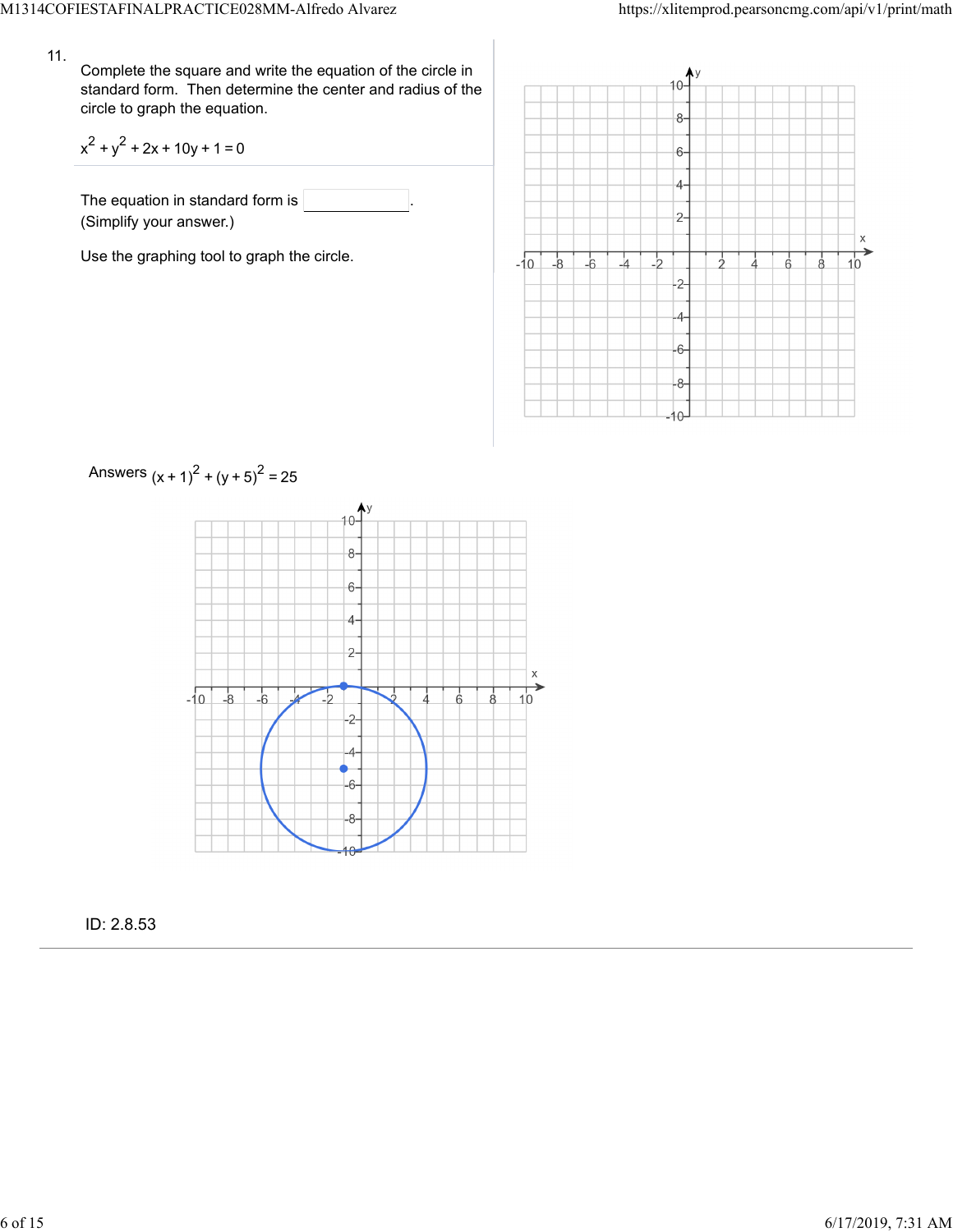11.

Complete the square and write the equation of the circle in standard form. Then determine the center and radius of the circle to graph the equation.

$$x^2 + y^2 + 2x + 10y + 1 = 0$$

The equation in standard form is \_\_\_\_\_\_\_\_\_\_.
(Simplify your answer.)

Use the graphing tool to graph the circle.

Answers $(x+1)^2 + (y+5)^2 = 25$

ID: 2.8.53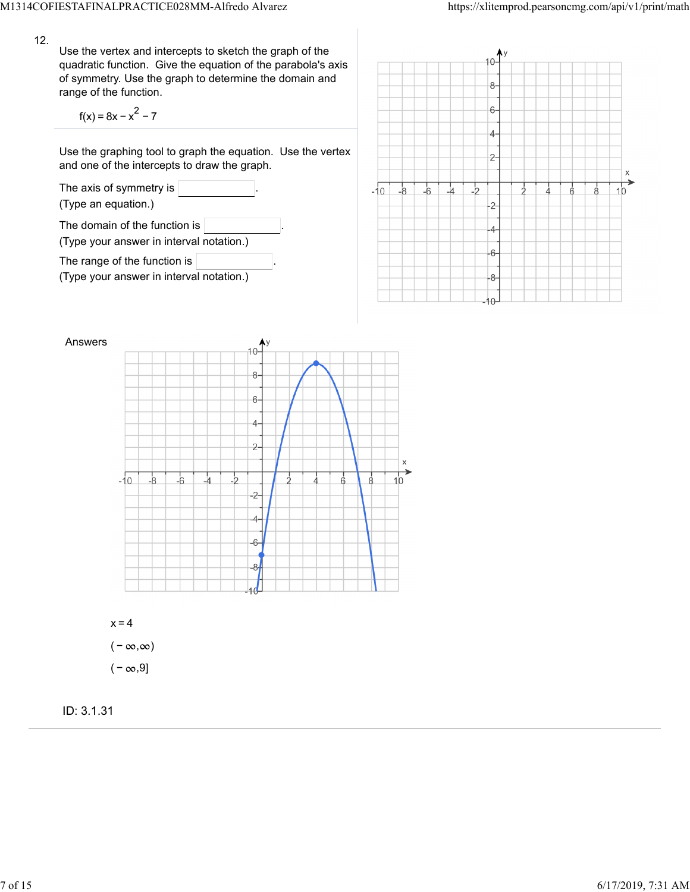12. Use the vertex and intercepts to sketch the graph of the quadratic function. Give the equation of the parabola's axis of symmetry. Use the graph to determine the domain and range of the function.

$$f(x) = 8x - x^2 - 7$$

Use the graphing tool to graph the equation. Use the vertex and one of the intercepts to draw the graph.

The axis of symmetry is \_\_\_\_\_\_\_\_.
(Type an equation.)

The domain of the function is \_\_\_\_\_\_\_\_.
(Type your answer in interval notation.)

The range of the function is \_\_\_\_\_\_\_\_.
(Type your answer in interval notation.)

Answers

$x = 4$

$(-\infty, \infty)$

$(-\infty, 9]$

ID: 3.1.31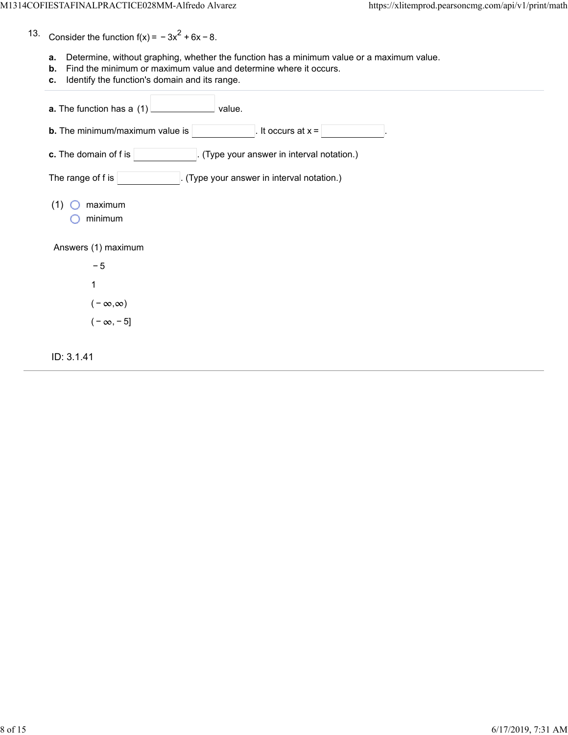13. Consider the function $f(x) = -3x^2 + 6x - 8$.

**a.** Determine, without graphing, whether the function has a minimum value or a maximum value.
**b.** Find the minimum or maximum value and determine where it occurs.
**c.** Identify the function's domain and its range.

---

**a.** The function has a (1) ____________ value.

**b.** The minimum/maximum value is ____________. It occurs at x = ____________.

**c.** The domain of f is ____________. (Type your answer in interval notation.)

The range of f is ____________. (Type your answer in interval notation.)

(1) ○ maximum
 ○ minimum

Answers (1) maximum

$-5$

$1$

$(-\infty,\infty)$

$(-\infty,-5]$

ID: 3.1.41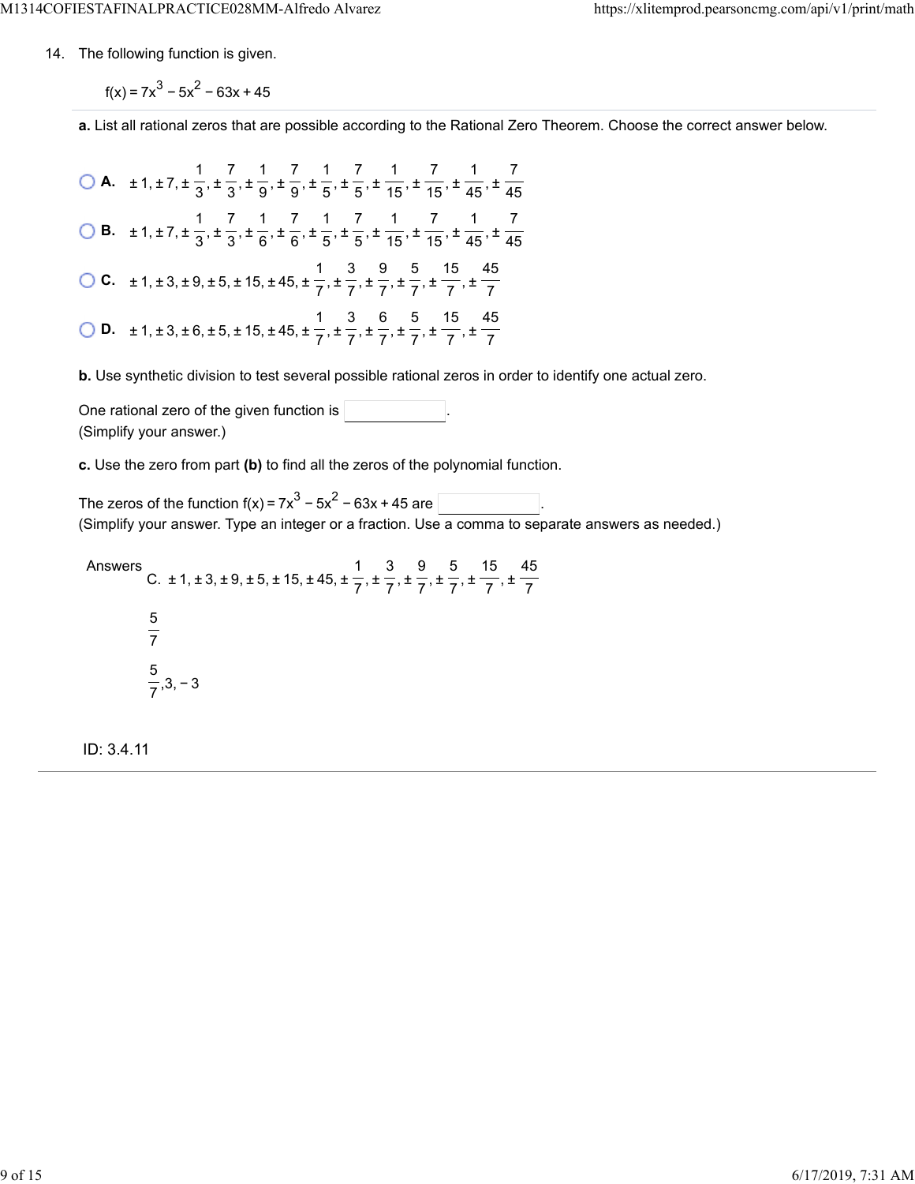14. The following function is given.

$$f(x) = 7x^3 - 5x^2 - 63x + 45$$

**a.** List all rational zeros that are possible according to the Rational Zero Theorem. Choose the correct answer below.

- **A.** $\pm 1, \pm 7, \pm \frac{1}{3}, \pm \frac{7}{3}, \pm \frac{1}{9}, \pm \frac{7}{9}, \pm \frac{1}{5}, \pm \frac{7}{5}, \pm \frac{1}{15}, \pm \frac{7}{15}, \pm \frac{1}{45}, \pm \frac{7}{45}$
- **B.** $\pm 1, \pm 7, \pm \frac{1}{3}, \pm \frac{7}{3}, \pm \frac{1}{6}, \pm \frac{7}{6}, \pm \frac{1}{5}, \pm \frac{7}{5}, \pm \frac{1}{15}, \pm \frac{7}{15}, \pm \frac{1}{45}, \pm \frac{7}{45}$
- **C.** $\pm 1, \pm 3, \pm 9, \pm 5, \pm 15, \pm 45, \pm \frac{1}{7}, \pm \frac{3}{7}, \pm \frac{9}{7}, \pm \frac{5}{7}, \pm \frac{15}{7}, \pm \frac{45}{7}$
- **D.** $\pm 1, \pm 3, \pm 6, \pm 5, \pm 15, \pm 45, \pm \frac{1}{7}, \pm \frac{3}{7}, \pm \frac{6}{7}, \pm \frac{5}{7}, \pm \frac{15}{7}, \pm \frac{45}{7}$

**b.** Use synthetic division to test several possible rational zeros in order to identify one actual zero.

One rational zero of the given function is \_\_\_\_\_\_\_\_.
(Simplify your answer.)

**c.** Use the zero from part **(b)** to find all the zeros of the polynomial function.

The zeros of the function $f(x) = 7x^3 - 5x^2 - 63x + 45$ are \_\_\_\_\_\_\_\_.
(Simplify your answer. Type an integer or a fraction. Use a comma to separate answers as needed.)

Answers C. $\pm 1, \pm 3, \pm 9, \pm 5, \pm 15, \pm 45, \pm \frac{1}{7}, \pm \frac{3}{7}, \pm \frac{9}{7}, \pm \frac{5}{7}, \pm \frac{15}{7}, \pm \frac{45}{7}$

$\frac{5}{7}$

$\frac{5}{7}, 3, -3$

ID: 3.4.11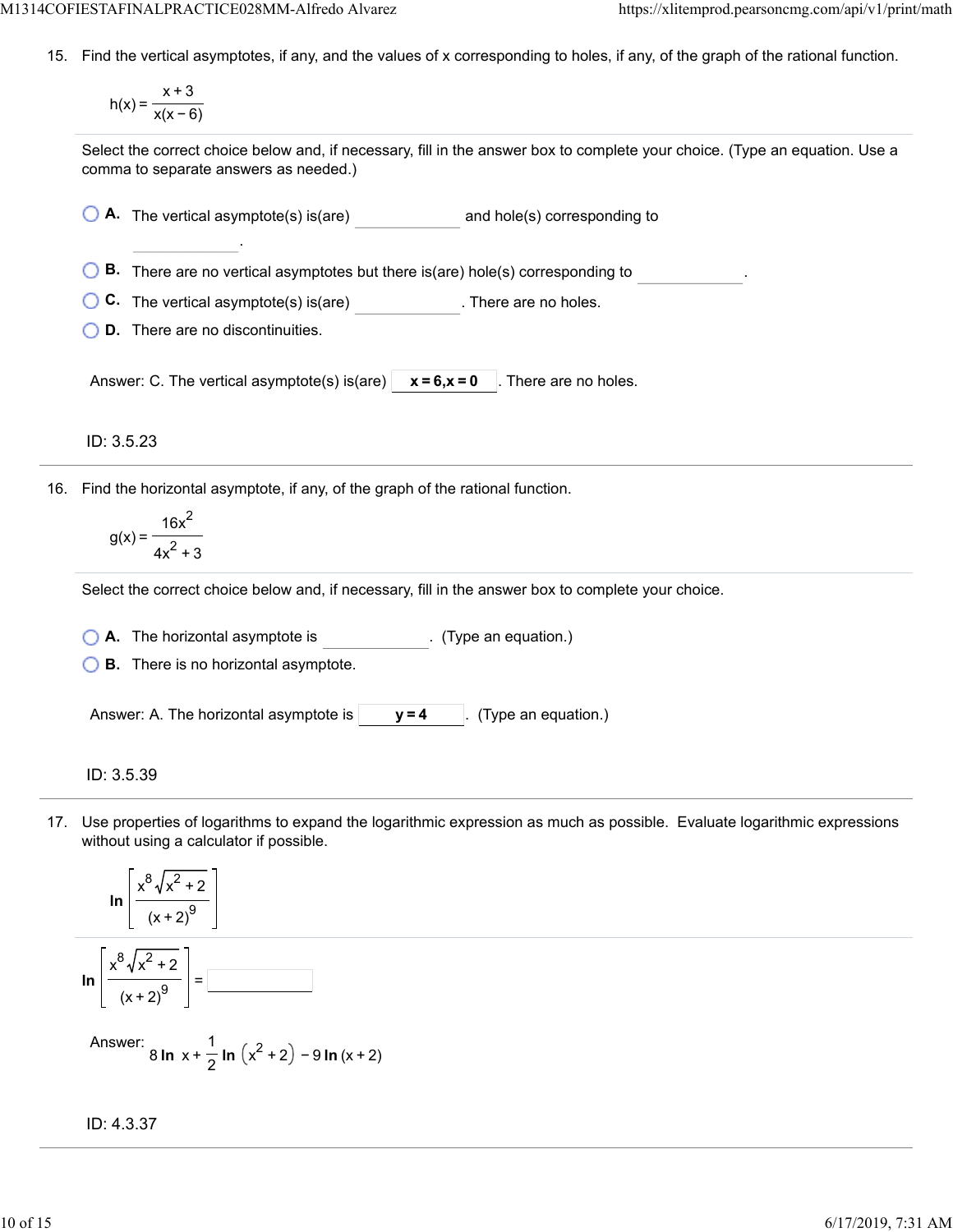15. Find the vertical asymptotes, if any, and the values of x corresponding to holes, if any, of the graph of the rational function.

$$h(x) = \frac{x+3}{x(x-6)}$$

Select the correct choice below and, if necessary, fill in the answer box to complete your choice. (Type an equation. Use a comma to separate answers as needed.)

- A. The vertical asymptote(s) is(are) ________ and hole(s) corresponding to ________.
- B. There are no vertical asymptotes but there is(are) hole(s) corresponding to ________.
- C. The vertical asymptote(s) is(are) ________. There are no holes.
- D. There are no discontinuities.

Answer: C. The vertical asymptote(s) is(are) **x = 6,x = 0**. There are no holes.

ID: 3.5.23

16. Find the horizontal asymptote, if any, of the graph of the rational function.

$$g(x) = \frac{16x^2}{4x^2+3}$$

Select the correct choice below and, if necessary, fill in the answer box to complete your choice.

- A. The horizontal asymptote is ________. (Type an equation.)
- B. There is no horizontal asymptote.

Answer: A. The horizontal asymptote is **y = 4**. (Type an equation.)

ID: 3.5.39

17. Use properties of logarithms to expand the logarithmic expression as much as possible. Evaluate logarithmic expressions without using a calculator if possible.

$$\ln\left[\frac{x^8\sqrt{x^2+2}}{(x+2)^9}\right]$$

$$\ln\left[\frac{x^8\sqrt{x^2+2}}{(x+2)^9}\right] = \text{________}$$

Answer: $8\ln x + \frac{1}{2}\ln\left(x^2+2\right) - 9\ln(x+2)$

ID: 4.3.37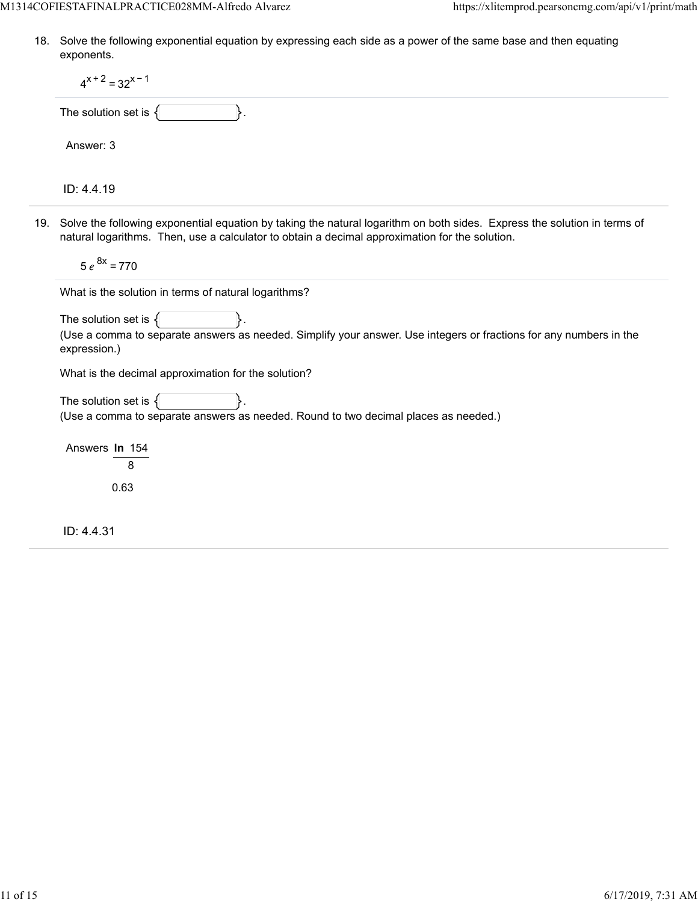18. Solve the following exponential equation by expressing each side as a power of the same base and then equating exponents.

$$4^{x+2} = 32^{x-1}$$

The solution set is { }.

Answer: 3

ID: 4.4.19

19. Solve the following exponential equation by taking the natural logarithm on both sides. Express the solution in terms of natural logarithms. Then, use a calculator to obtain a decimal approximation for the solution.

$$5e^{8x} = 770$$

What is the solution in terms of natural logarithms?

The solution set is { }.
(Use a comma to separate answers as needed. Simplify your answer. Use integers or fractions for any numbers in the expression.)

What is the decimal approximation for the solution?

The solution set is { }.
(Use a comma to separate answers as needed. Round to two decimal places as needed.)

Answers $\frac{\ln 154}{8}$

0.63

ID: 4.4.31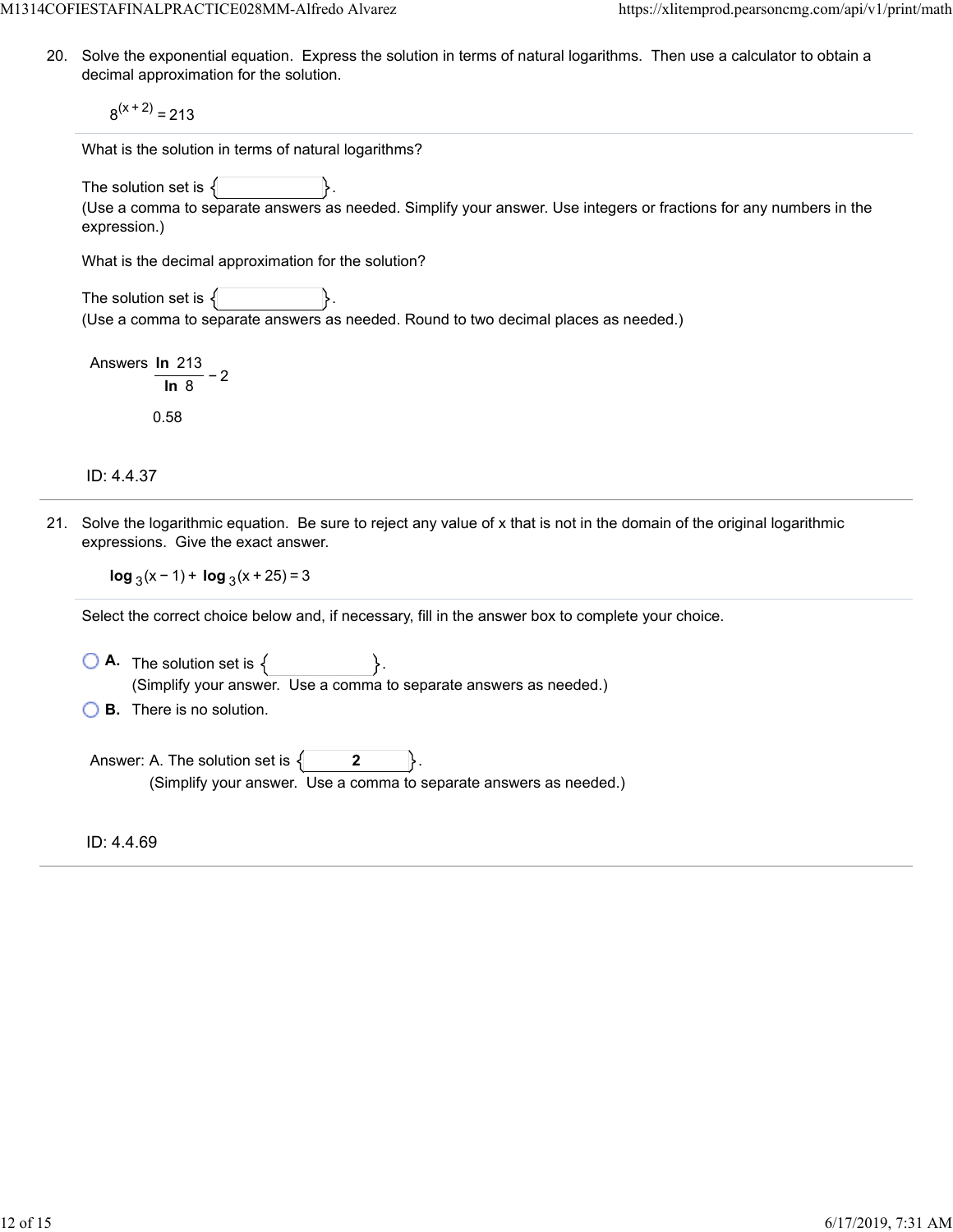20. Solve the exponential equation. Express the solution in terms of natural logarithms. Then use a calculator to obtain a decimal approximation for the solution.

$$8^{(x+2)} = 213$$

What is the solution in terms of natural logarithms?

The solution set is { }.
(Use a comma to separate answers as needed. Simplify your answer. Use integers or fractions for any numbers in the expression.)

What is the decimal approximation for the solution?

The solution set is { }.
(Use a comma to separate answers as needed. Round to two decimal places as needed.)

Answers $\dfrac{\ln 213}{\ln 8} - 2$

0.58

ID: 4.4.37

21. Solve the logarithmic equation. Be sure to reject any value of x that is not in the domain of the original logarithmic expressions. Give the exact answer.

$$\log_3(x-1) + \log_3(x+25) = 3$$

Select the correct choice below and, if necessary, fill in the answer box to complete your choice.

- A. The solution set is { }.
  (Simplify your answer. Use a comma to separate answers as needed.)
- B. There is no solution.

Answer: A. The solution set is { 2 }.
(Simplify your answer. Use a comma to separate answers as needed.)

ID: 4.4.69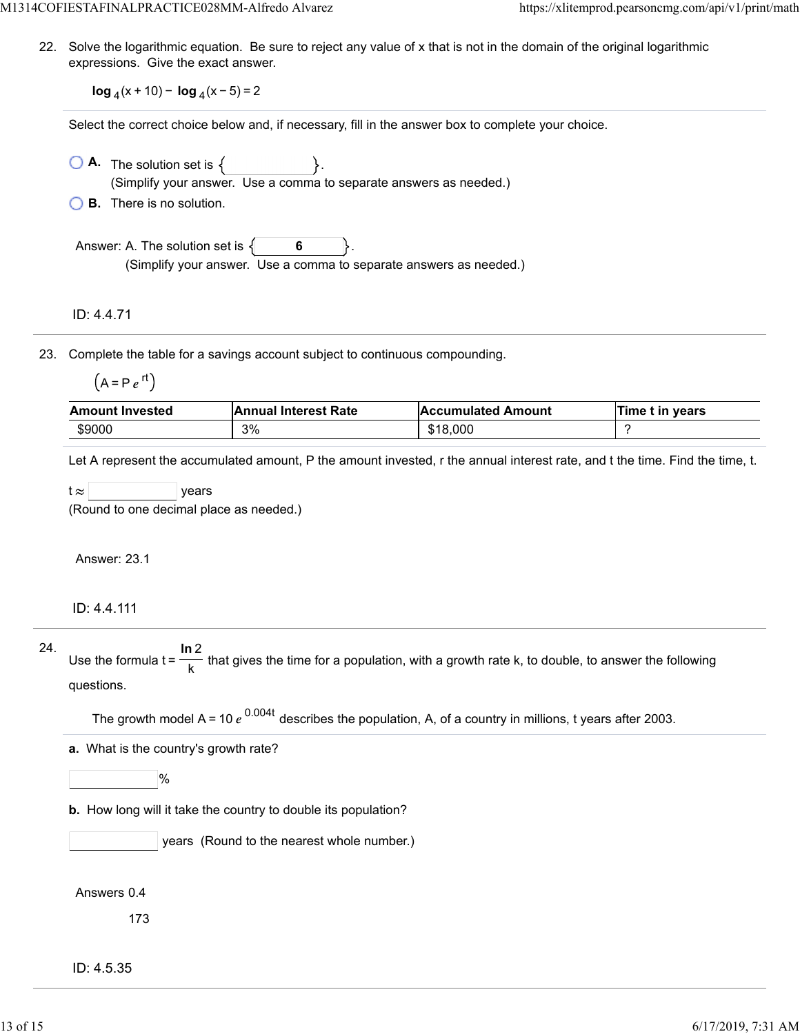22. Solve the logarithmic equation. Be sure to reject any value of x that is not in the domain of the original logarithmic expressions. Give the exact answer.

$$\log_4(x+10) - \log_4(x-5) = 2$$

Select the correct choice below and, if necessary, fill in the answer box to complete your choice.

- **A.** The solution set is { }. (Simplify your answer. Use a comma to separate answers as needed.)
- **B.** There is no solution.

Answer: A. The solution set is { **6** }. (Simplify your answer. Use a comma to separate answers as needed.)

ID: 4.4.71

23. Complete the table for a savings account subject to continuous compounding.

$(A = Pe^{rt})$

| Amount Invested | Annual Interest Rate | Accumulated Amount | Time t in years |
|---|---|---|---|
| $9000 | 3% | $18,000 | ? |

Let A represent the accumulated amount, P the amount invested, r the annual interest rate, and t the time. Find the time, t.

$t \approx$ ____ years
(Round to one decimal place as needed.)

Answer: 23.1

ID: 4.4.111

24. Use the formula $t = \dfrac{\ln 2}{k}$ that gives the time for a population, with a growth rate k, to double, to answer the following questions.

The growth model $A = 10e^{0.004t}$ describes the population, A, of a country in millions, t years after 2003.

**a.** What is the country's growth rate?

____ %

**b.** How long will it take the country to double its population?

____ years (Round to the nearest whole number.)

Answers 0.4

173

ID: 4.5.35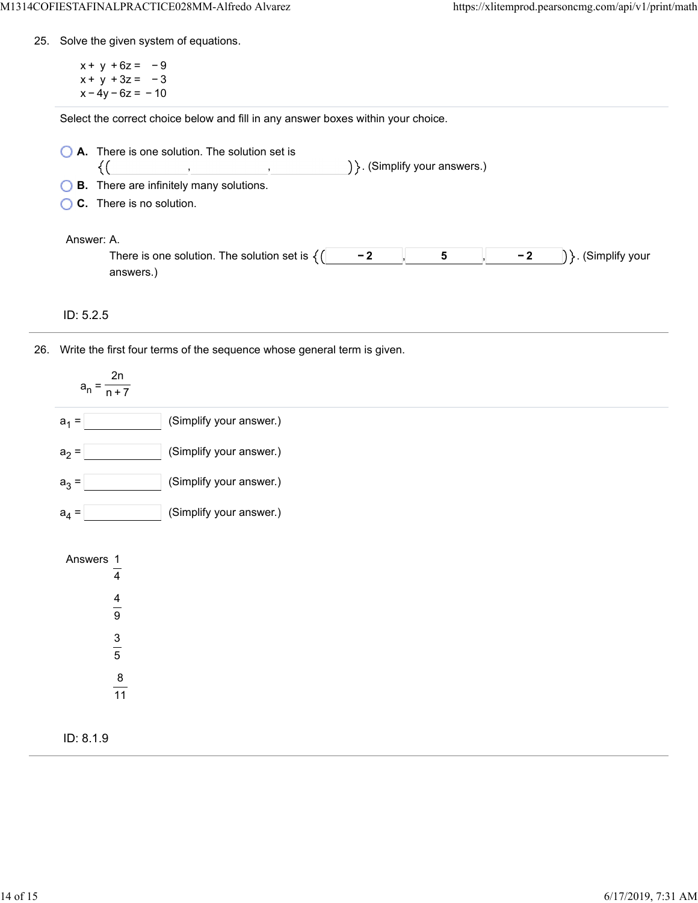25. Solve the given system of equations.

$$
\begin{aligned}
x + y + 6z &= -9 \\
x + y + 3z &= -3 \\
x - 4y - 6z &= -10
\end{aligned}
$$

Select the correct choice below and fill in any answer boxes within your choice.

- **A.** There is one solution. The solution set is $\{(\_\_\_, \_\_\_, \_\_\_)\}$. (Simplify your answers.)
- **B.** There are infinitely many solutions.
- **C.** There is no solution.

Answer: A.
There is one solution. The solution set is $\{(-2, 5, -2)\}$. (Simplify your answers.)

ID: 5.2.5

---

26. Write the first four terms of the sequence whose general term is given.

$$a_n = \frac{2n}{n+7}$$

$a_1 = \_\_\_$ (Simplify your answer.)

$a_2 = \_\_\_$ (Simplify your answer.)

$a_3 = \_\_\_$ (Simplify your answer.)

$a_4 = \_\_\_$ (Simplify your answer.)

Answers $\frac{1}{4}$

$\frac{4}{9}$

$\frac{3}{5}$

$\frac{8}{11}$

ID: 8.1.9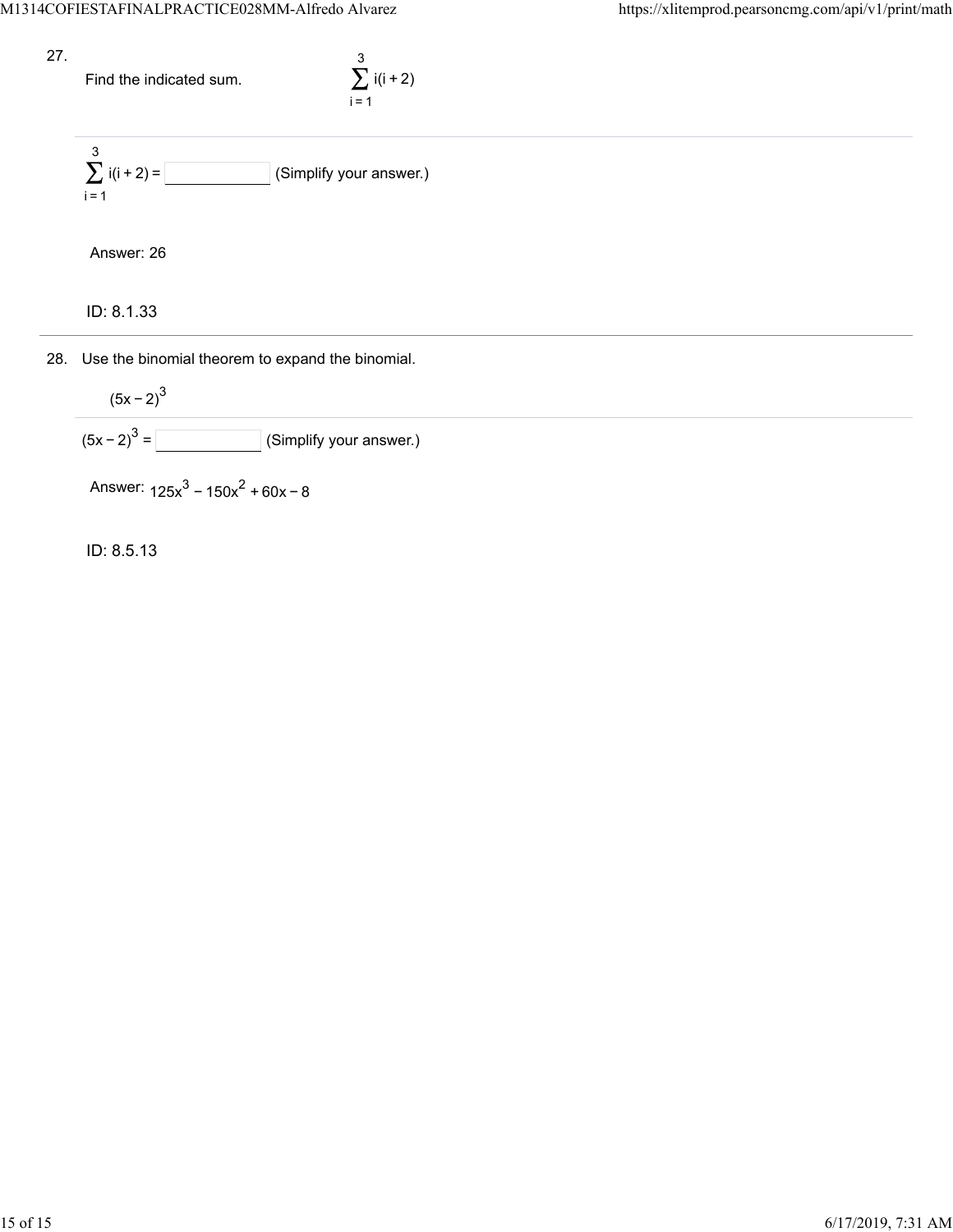27. Find the indicated sum. $\sum_{i=1}^{3} i(i+2)$

$\sum_{i=1}^{3} i(i+2) =$ ______ (Simplify your answer.)

Answer: 26

ID: 8.1.33

---

28. Use the binomial theorem to expand the binomial.

$(5x-2)^3$

$(5x-2)^3 =$ ______ (Simplify your answer.)

Answer: $125x^3 - 150x^2 + 60x - 8$

ID: 8.5.13